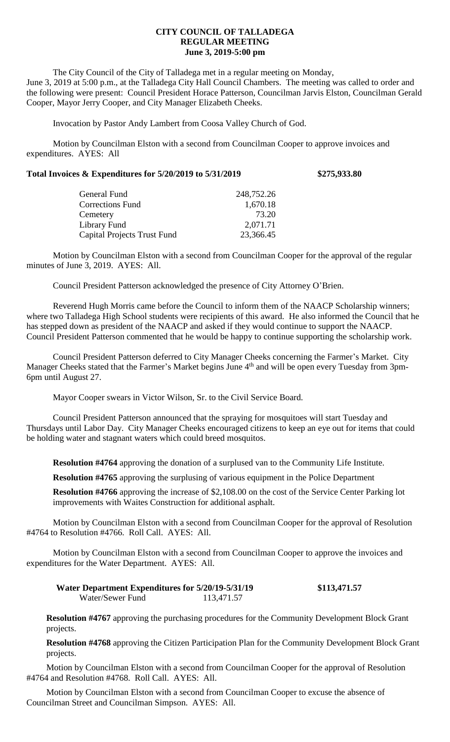# CITY COUNCIL OF TALLADEGA
## REGULAR MEETING
## June 3, 2019-5:00 pm

The City Council of the City of Talladega met in a regular meeting on Monday, June 3, 2019 at 5:00 p.m., at the Talladega City Hall Council Chambers. The meeting was called to order and the following were present: Council President Horace Patterson, Councilman Jarvis Elston, Councilman Gerald Cooper, Mayor Jerry Cooper, and City Manager Elizabeth Cheeks.

Invocation by Pastor Andy Lambert from Coosa Valley Church of God.

Motion by Councilman Elston with a second from Councilman Cooper to approve invoices and expenditures. AYES: All

**Total Invoices & Expenditures for 5/20/2019 to 5/31/2019 $275,933.80**

| | |
|---|---|
| General Fund | 248,752.26 |
| Corrections Fund | 1,670.18 |
| Cemetery | 73.20 |
| Library Fund | 2,071.71 |
| Capital Projects Trust Fund | 23,366.45 |

Motion by Councilman Elston with a second from Councilman Cooper for the approval of the regular minutes of June 3, 2019. AYES: All.

Council President Patterson acknowledged the presence of City Attorney O'Brien.

Reverend Hugh Morris came before the Council to inform them of the NAACP Scholarship winners; where two Talladega High School students were recipients of this award. He also informed the Council that he has stepped down as president of the NAACP and asked if they would continue to support the NAACP. Council President Patterson commented that he would be happy to continue supporting the scholarship work.

Council President Patterson deferred to City Manager Cheeks concerning the Farmer's Market. City Manager Cheeks stated that the Farmer's Market begins June 4th and will be open every Tuesday from 3pm-6pm until August 27.

Mayor Cooper swears in Victor Wilson, Sr. to the Civil Service Board.

Council President Patterson announced that the spraying for mosquitoes will start Tuesday and Thursdays until Labor Day. City Manager Cheeks encouraged citizens to keep an eye out for items that could be holding water and stagnant waters which could breed mosquitos.

**Resolution #4764** approving the donation of a surplused van to the Community Life Institute.

**Resolution #4765** approving the surplusing of various equipment in the Police Department

**Resolution #4766** approving the increase of $2,108.00 on the cost of the Service Center Parking lot improvements with Waites Construction for additional asphalt.

Motion by Councilman Elston with a second from Councilman Cooper for the approval of Resolution #4764 to Resolution #4766. Roll Call. AYES: All.

Motion by Councilman Elston with a second from Councilman Cooper to approve the invoices and expenditures for the Water Department. AYES: All.

**Water Department Expenditures for 5/20/19-5/31/19 $113,471.57**

| | |
|---|---|
| Water/Sewer Fund | 113,471.57 |

**Resolution #4767** approving the purchasing procedures for the Community Development Block Grant projects.

**Resolution #4768** approving the Citizen Participation Plan for the Community Development Block Grant projects.

Motion by Councilman Elston with a second from Councilman Cooper for the approval of Resolution #4764 and Resolution #4768. Roll Call. AYES: All.

Motion by Councilman Elston with a second from Councilman Cooper to excuse the absence of Councilman Street and Councilman Simpson. AYES: All.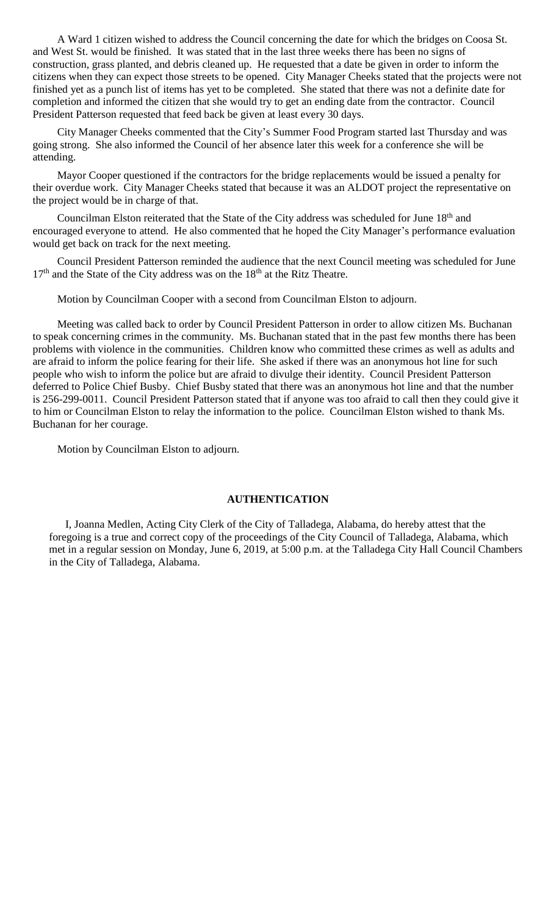A Ward 1 citizen wished to address the Council concerning the date for which the bridges on Coosa St. and West St. would be finished. It was stated that in the last three weeks there has been no signs of construction, grass planted, and debris cleaned up. He requested that a date be given in order to inform the citizens when they can expect those streets to be opened. City Manager Cheeks stated that the projects were not finished yet as a punch list of items has yet to be completed. She stated that there was not a definite date for completion and informed the citizen that she would try to get an ending date from the contractor. Council President Patterson requested that feed back be given at least every 30 days.

City Manager Cheeks commented that the City's Summer Food Program started last Thursday and was going strong. She also informed the Council of her absence later this week for a conference she will be attending.

Mayor Cooper questioned if the contractors for the bridge replacements would be issued a penalty for their overdue work. City Manager Cheeks stated that because it was an ALDOT project the representative on the project would be in charge of that.

Councilman Elston reiterated that the State of the City address was scheduled for June 18th and encouraged everyone to attend. He also commented that he hoped the City Manager's performance evaluation would get back on track for the next meeting.

Council President Patterson reminded the audience that the next Council meeting was scheduled for June 17th and the State of the City address was on the 18th at the Ritz Theatre.

Motion by Councilman Cooper with a second from Councilman Elston to adjourn.

Meeting was called back to order by Council President Patterson in order to allow citizen Ms. Buchanan to speak concerning crimes in the community. Ms. Buchanan stated that in the past few months there has been problems with violence in the communities. Children know who committed these crimes as well as adults and are afraid to inform the police fearing for their life. She asked if there was an anonymous hot line for such people who wish to inform the police but are afraid to divulge their identity. Council President Patterson deferred to Police Chief Busby. Chief Busby stated that there was an anonymous hot line and that the number is 256-299-0011. Council President Patterson stated that if anyone was too afraid to call then they could give it to him or Councilman Elston to relay the information to the police. Councilman Elston wished to thank Ms. Buchanan for her courage.

Motion by Councilman Elston to adjourn.

## AUTHENTICATION

I, Joanna Medlen, Acting City Clerk of the City of Talladega, Alabama, do hereby attest that the foregoing is a true and correct copy of the proceedings of the City Council of Talladega, Alabama, which met in a regular session on Monday, June 6, 2019, at 5:00 p.m. at the Talladega City Hall Council Chambers in the City of Talladega, Alabama.